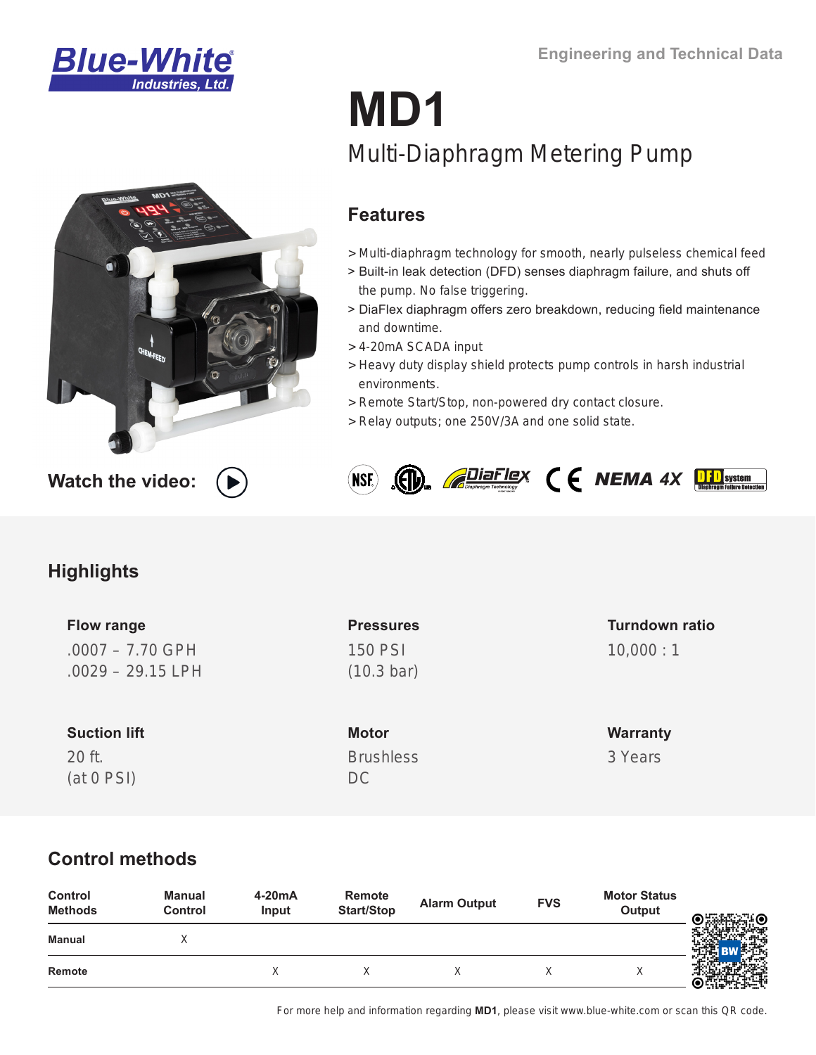Engineering and Technical Data

# MD1

## Multi-Diaphragm Metering Pump

### Features

> Multi-diaphragm technology for smooth, nearly pulseless chemical feed
> Built-in leak detection (DFD) senses diaphragm failure, and shuts off the pump. No false triggering.
> DiaFlex diaphragm offers zero breakdown, reducing field maintenance and downtime.
> 4-20mA SCADA input
> Heavy duty display shield protects pump controls in harsh industrial environments.
> Remote Start/Stop, non-powered dry contact closure.
> Relay outputs; one 250V/3A and one solid state.

Watch the video:

NSF | ETL | DiaFlex | CE | NEMA 4X | DFD system

## Highlights

**Flow range**
.0007 – 7.70 GPH
.0029 – 29.15 LPH

**Pressures**
150 PSI
(10.3 bar)

**Turndown ratio**
10,000 : 1

**Suction lift**
20 ft.
(at 0 PSI)

**Motor**
Brushless
DC

**Warranty**
3 Years

## Control methods

| Control Methods | Manual Control | 4-20mA Input | Remote Start/Stop | Alarm Output | FVS | Motor Status Output |
|---|---|---|---|---|---|---|
| Manual | X | | | | | |
| Remote | | X | X | X | X | X |

For more help and information regarding **MD1**, please visit www.blue-white.com or scan this QR code.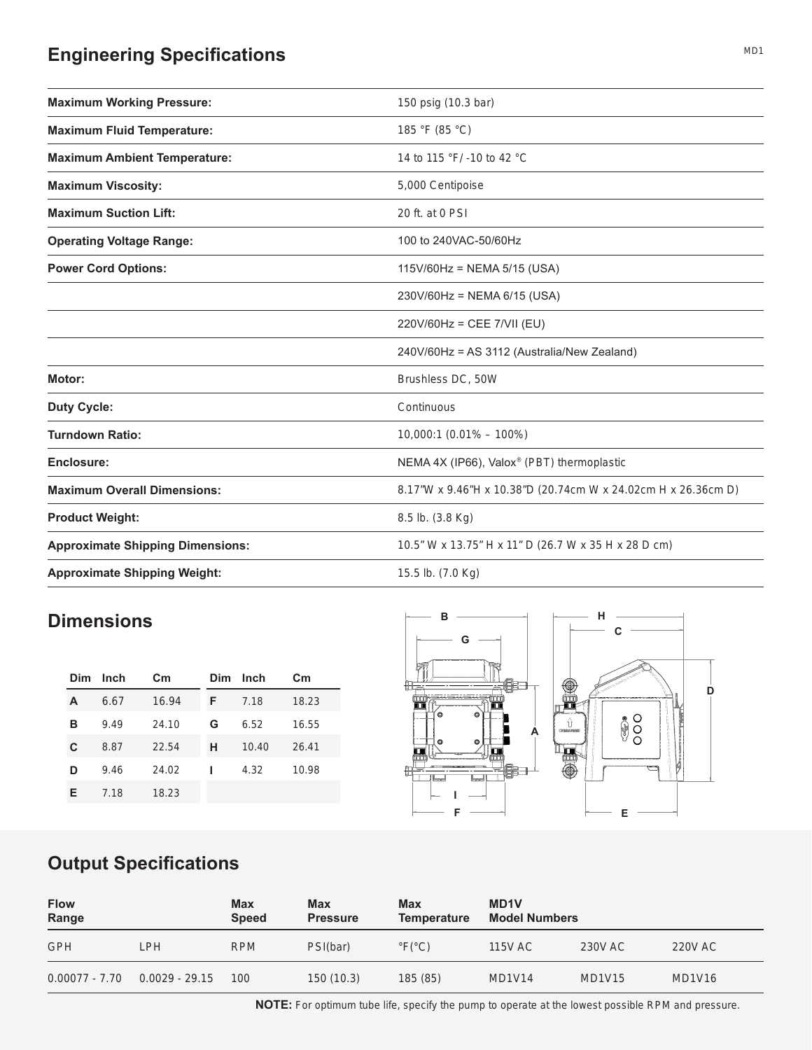## Engineering Specifications

| | |
|---|---|
| **Maximum Working Pressure:** | 150 psig (10.3 bar) |
| **Maximum Fluid Temperature:** | 185 °F (85 °C) |
| **Maximum Ambient Temperature:** | 14 to 115 °F / -10 to 42 °C |
| **Maximum Viscosity:** | 5,000 Centipoise |
| **Maximum Suction Lift:** | 20 ft. at 0 PSI |
| **Operating Voltage Range:** | 100 to 240VAC-50/60Hz |
| **Power Cord Options:** | 115V/60Hz = NEMA 5/15 (USA) |
| | 230V/60Hz = NEMA 6/15 (USA) |
| | 220V/60Hz = CEE 7/VII (EU) |
| | 240V/60Hz = AS 3112 (Australia/New Zealand) |
| **Motor:** | Brushless DC, 50W |
| **Duty Cycle:** | Continuous |
| **Turndown Ratio:** | 10,000:1 (0.01% – 100%) |
| **Enclosure:** | NEMA 4X (IP66), Valox® (PBT) thermoplastic |
| **Maximum Overall Dimensions:** | 8.17"W x 9.46"H x 10.38"D (20.74cm W x 24.02cm H x 26.36cm D) |
| **Product Weight:** | 8.5 lb. (3.8 Kg) |
| **Approximate Shipping Dimensions:** | 10.5" W x 13.75" H x 11" D (26.7 W x 35 H x 28 D cm) |
| **Approximate Shipping Weight:** | 15.5 lb. (7.0 Kg) |

## Dimensions

| Dim | Inch | Cm | Dim | Inch | Cm |
|---|---|---|---|---|---|
| **A** | 6.67 | 16.94 | **F** | 7.18 | 18.23 |
| **B** | 9.49 | 24.10 | **G** | 6.52 | 16.55 |
| **C** | 8.87 | 22.54 | **H** | 10.40 | 26.41 |
| **D** | 9.46 | 24.02 | **I** | 4.32 | 10.98 |
| **E** | 7.18 | 18.23 | | | |

## Output Specifications

| Flow Range | | Max Speed | Max Pressure | Max Temperature | MD1V Model Numbers | | |
|---|---|---|---|---|---|---|---|
| GPH | LPH | RPM | PSI(bar) | °F(°C) | 115V AC | 230V AC | 220V AC |
| 0.00077 - 7.70 | 0.0029 - 29.15 | 100 | 150 (10.3) | 185 (85) | MD1V14 | MD1V15 | MD1V16 |

**NOTE:** For optimum tube life, specify the pump to operate at the lowest possible RPM and pressure.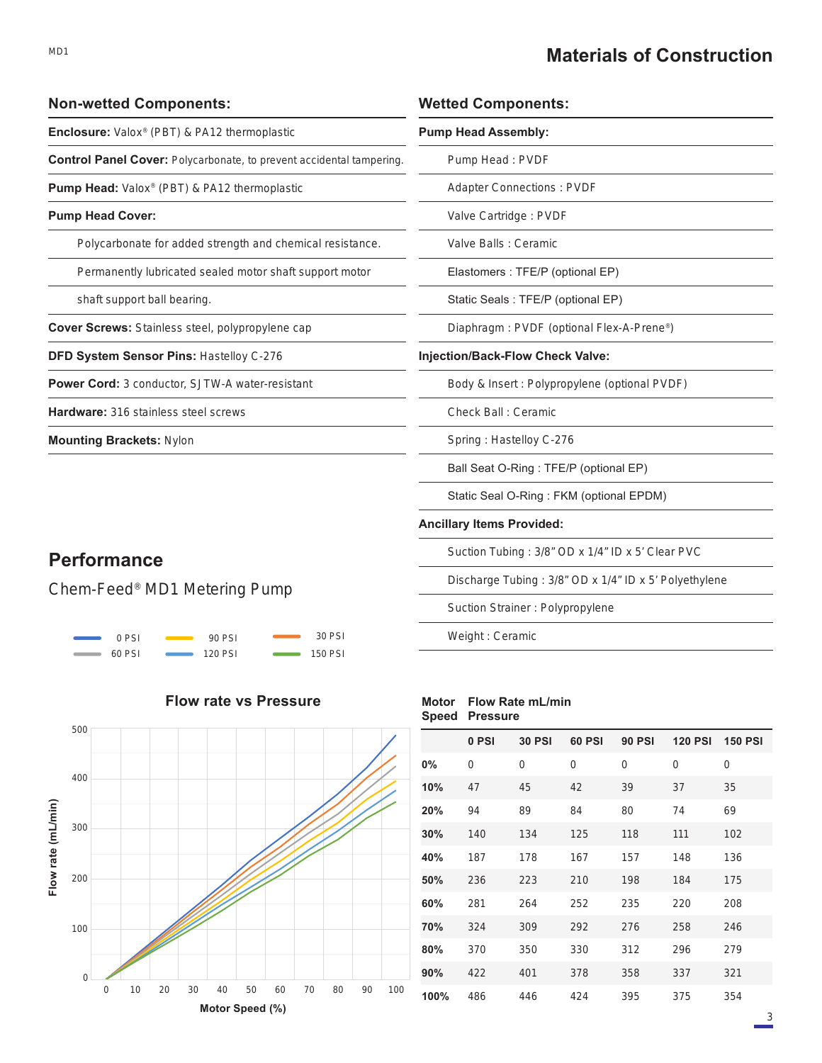# Materials of Construction

## Non-wetted Components:

**Enclosure:** Valox® (PBT) & PA12 thermoplastic

**Control Panel Cover:** Polycarbonate, to prevent accidental tampering.

**Pump Head:** Valox® (PBT) & PA12 thermoplastic

**Pump Head Cover:**

- Polycarbonate for added strength and chemical resistance.
- Permanently lubricated sealed motor shaft support motor
- shaft support ball bearing.

**Cover Screws:** Stainless steel, polypropylene cap

**DFD System Sensor Pins:** Hastelloy C-276

**Power Cord:** 3 conductor, SJTW-A water-resistant

**Hardware:** 316 stainless steel screws

**Mounting Brackets:** Nylon

## Wetted Components:

**Pump Head Assembly:**

- Pump Head : PVDF
- Adapter Connections : PVDF
- Valve Cartridge : PVDF
- Valve Balls : Ceramic
- Elastomers : TFE/P (optional EP)
- Static Seals : TFE/P (optional EP)
- Diaphragm : PVDF (optional Flex-A-Prene®)

**Injection/Back-Flow Check Valve:**

- Body & Insert : Polypropylene (optional PVDF)
- Check Ball : Ceramic
- Spring : Hastelloy C-276
- Ball Seat O-Ring : TFE/P (optional EP)
- Static Seal O-Ring : FKM (optional EPDM)

**Ancillary Items Provided:**

- Suction Tubing : 3/8" OD x 1/4" ID x 5' Clear PVC
- Discharge Tubing : 3/8" OD x 1/4" ID x 5' Polyethylene
- Suction Strainer : Polypropylene
- Weight : Ceramic

# Performance

Chem-Feed® MD1 Metering Pump

**Flow rate vs Pressure**

(Chart legend: 0 PSI, 30 PSI, 60 PSI, 90 PSI, 120 PSI, 150 PSI; X-axis: Motor Speed (%); Y-axis: Flow rate (mL/min))

| Motor Speed | Flow Rate mL/min Pressure | | | | | |
|---|---|---|---|---|---|---|
| | **0 PSI** | **30 PSI** | **60 PSI** | **90 PSI** | **120 PSI** | **150 PSI** |
| **0%** | 0 | 0 | 0 | 0 | 0 | 0 |
| **10%** | 47 | 45 | 42 | 39 | 37 | 35 |
| **20%** | 94 | 89 | 84 | 80 | 74 | 69 |
| **30%** | 140 | 134 | 125 | 118 | 111 | 102 |
| **40%** | 187 | 178 | 167 | 157 | 148 | 136 |
| **50%** | 236 | 223 | 210 | 198 | 184 | 175 |
| **60%** | 281 | 264 | 252 | 235 | 220 | 208 |
| **70%** | 324 | 309 | 292 | 276 | 258 | 246 |
| **80%** | 370 | 350 | 330 | 312 | 296 | 279 |
| **90%** | 422 | 401 | 378 | 358 | 337 | 321 |
| **100%** | 486 | 446 | 424 | 395 | 375 | 354 |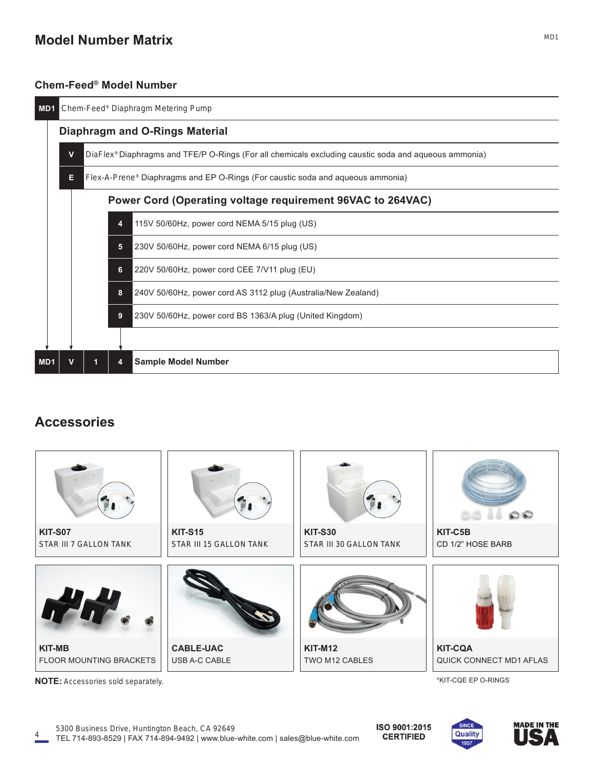## Model Number Matrix

### Chem-Feed® Model Number

**MD1** Chem-Feed® Diaphragm Metering Pump

#### Diaphragm and O-Rings Material

| Code | Description |
|---|---|
| V | DiaFlex® Diaphragms and TFE/P O-Rings (For all chemicals excluding caustic soda and aqueous ammonia) |
| E | Flex-A-Prene® Diaphragms and EP O-Rings (For caustic soda and aqueous ammonia) |

#### Power Cord (Operating voltage requirement 96VAC to 264VAC)

| Code | Description |
|---|---|
| 4 | 115V 50/60Hz, power cord NEMA 5/15 plug (US) |
| 5 | 230V 50/60Hz, power cord NEMA 6/15 plug (US) |
| 6 | 220V 50/60Hz, power cord CEE 7/V11 plug (EU) |
| 8 | 240V 50/60Hz, power cord AS 3112 plug (Australia/New Zealand) |
| 9 | 230V 50/60Hz, power cord BS 1363/A plug (United Kingdom) |

| MD1 | V | 1 | 4 | Sample Model Number |
|---|---|---|---|---|

## Accessories

| | | | |
|---|---|---|---|
| **KIT-S07** STAR III 7 GALLON TANK | **KIT-S15** STAR III 15 GALLON TANK | **KIT-S30** STAR III 30 GALLON TANK | **KIT-C5B** CD 1/2" HOSE BARB |
| **KIT-MB** FLOOR MOUNTING BRACKETS | **CABLE-UAC** USB A-C CABLE | **KIT-M12** TWO M12 CABLES | **KIT-CQA** QUICK CONNECT MD1 AFLAS |

**NOTE:** Accessories sold separately.

*KIT-CQE EP O-RINGS

5300 Business Drive, Huntington Beach, CA 92649
TEL 714-893-8529 | FAX 714-894-9492 | www.blue-white.com | sales@blue-white.com

ISO 9001:2015 CERTIFIED

SINCE Quality 1957

MADE IN THE USA